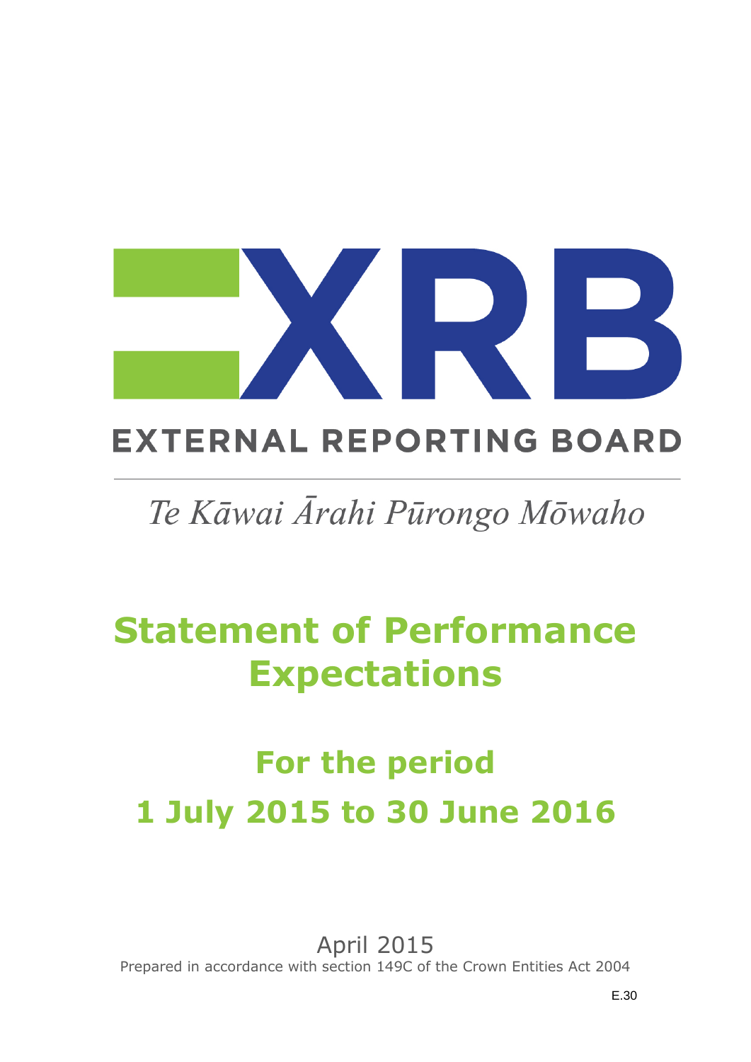XRB

EXTERNAL REPORTING BOARD

*Te Kāwai Ārahi Pūrongo Mōwaho*

# Statement of Performance Expectations

## For the period 1 July 2015 to 30 June 2016

April 2015

Prepared in accordance with section 149C of the Crown Entities Act 2004

E.30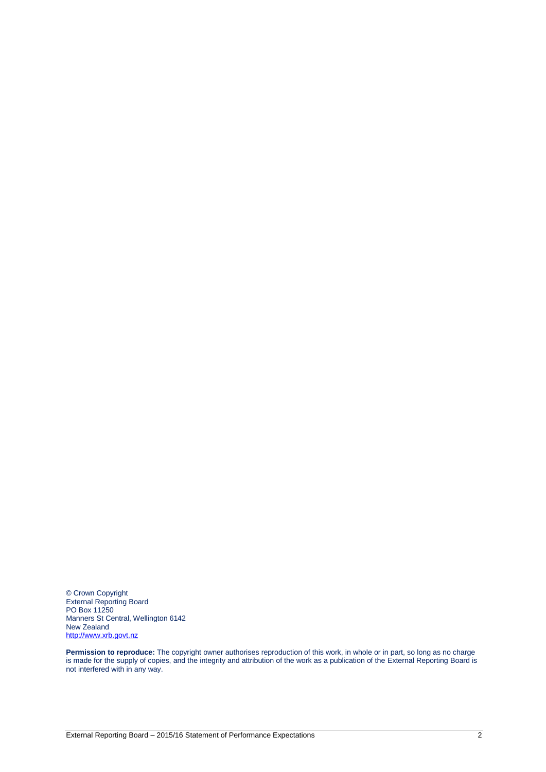© Crown Copyright
External Reporting Board
PO Box 11250
Manners St Central, Wellington 6142
New Zealand
http://www.xrb.govt.nz

**Permission to reproduce:** The copyright owner authorises reproduction of this work, in whole or in part, so long as no charge is made for the supply of copies, and the integrity and attribution of the work as a publication of the External Reporting Board is not interfered with in any way.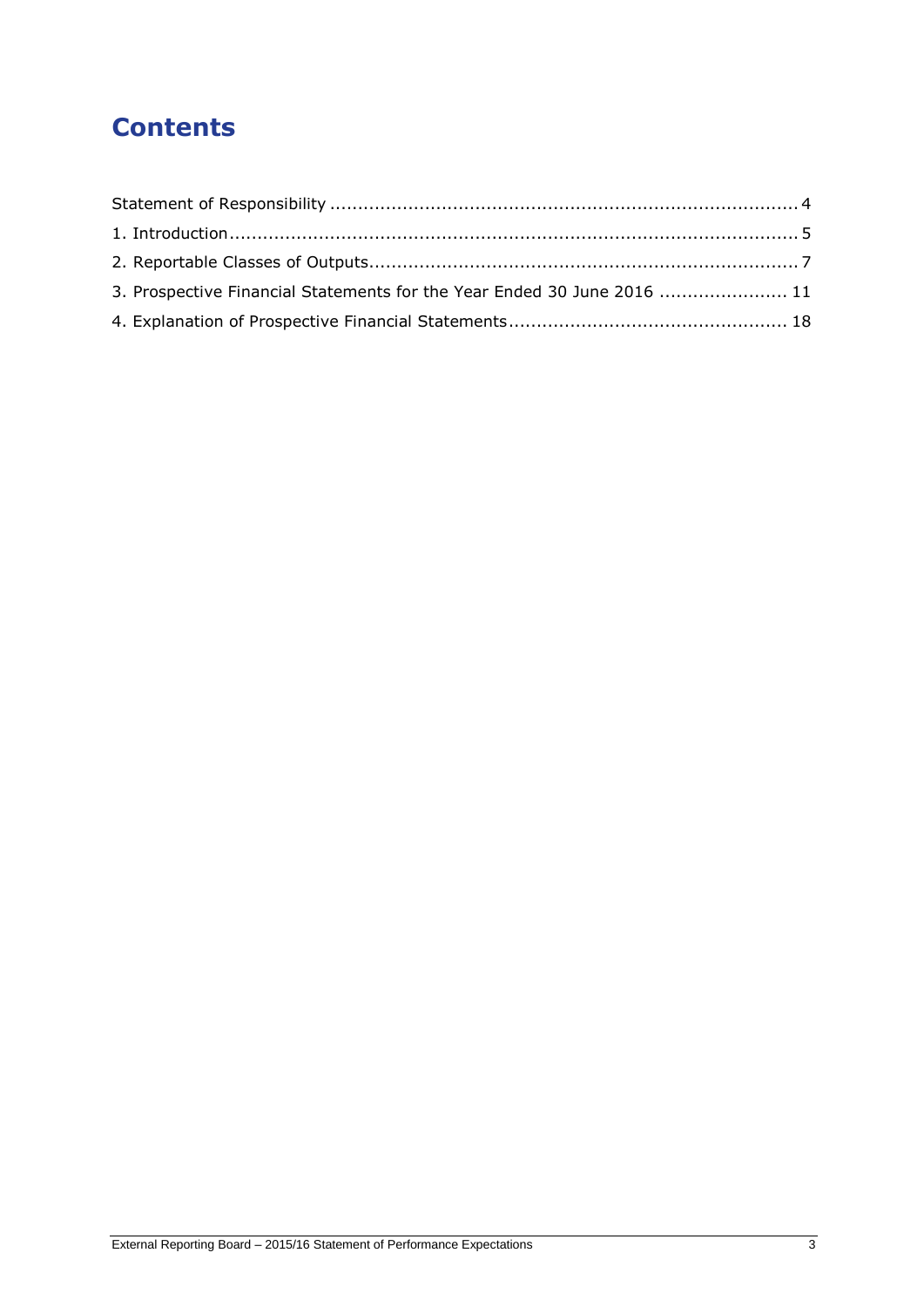# Contents

Statement of Responsibility .................................................................................... 4

1. Introduction.................................................................................................... 5

2. Reportable Classes of Outputs........................................................................... 7

3. Prospective Financial Statements for the Year Ended 30 June 2016 ...................... 11

4. Explanation of Prospective Financial Statements................................................ 18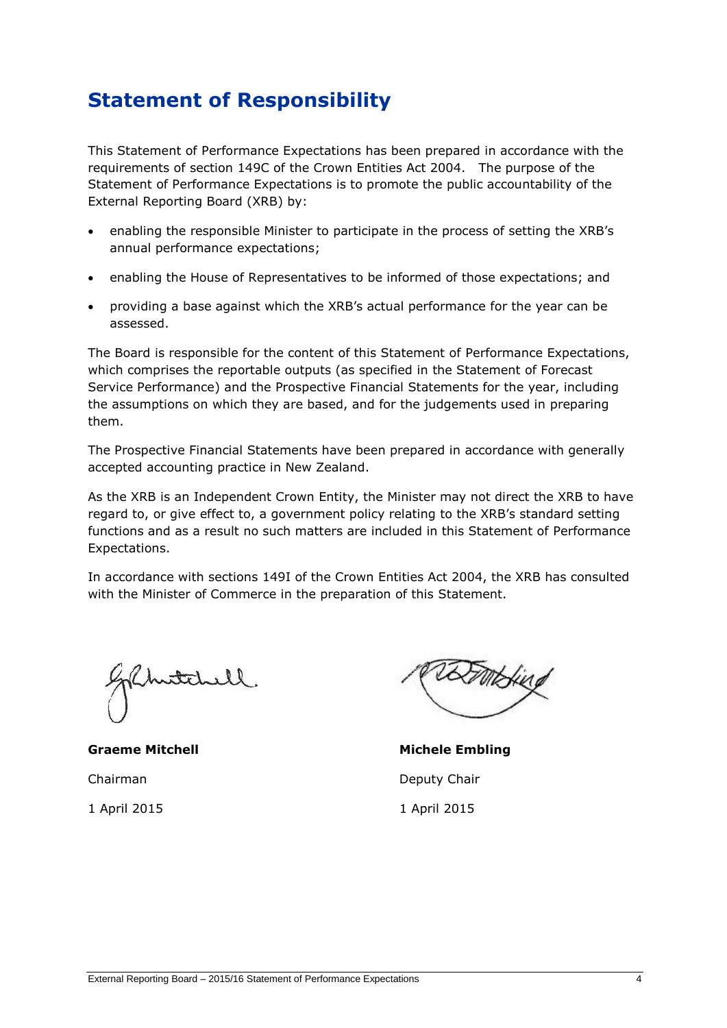# Statement of Responsibility

This Statement of Performance Expectations has been prepared in accordance with the requirements of section 149C of the Crown Entities Act 2004. The purpose of the Statement of Performance Expectations is to promote the public accountability of the External Reporting Board (XRB) by:

- enabling the responsible Minister to participate in the process of setting the XRB's annual performance expectations;
- enabling the House of Representatives to be informed of those expectations; and
- providing a base against which the XRB's actual performance for the year can be assessed.

The Board is responsible for the content of this Statement of Performance Expectations, which comprises the reportable outputs (as specified in the Statement of Forecast Service Performance) and the Prospective Financial Statements for the year, including the assumptions on which they are based, and for the judgements used in preparing them.

The Prospective Financial Statements have been prepared in accordance with generally accepted accounting practice in New Zealand.

As the XRB is an Independent Crown Entity, the Minister may not direct the XRB to have regard to, or give effect to, a government policy relating to the XRB's standard setting functions and as a result no such matters are included in this Statement of Performance Expectations.

In accordance with sections 149I of the Crown Entities Act 2004, the XRB has consulted with the Minister of Commerce in the preparation of this Statement.

**Graeme Mitchell**

Chairman

1 April 2015

**Michele Embling**

Deputy Chair

1 April 2015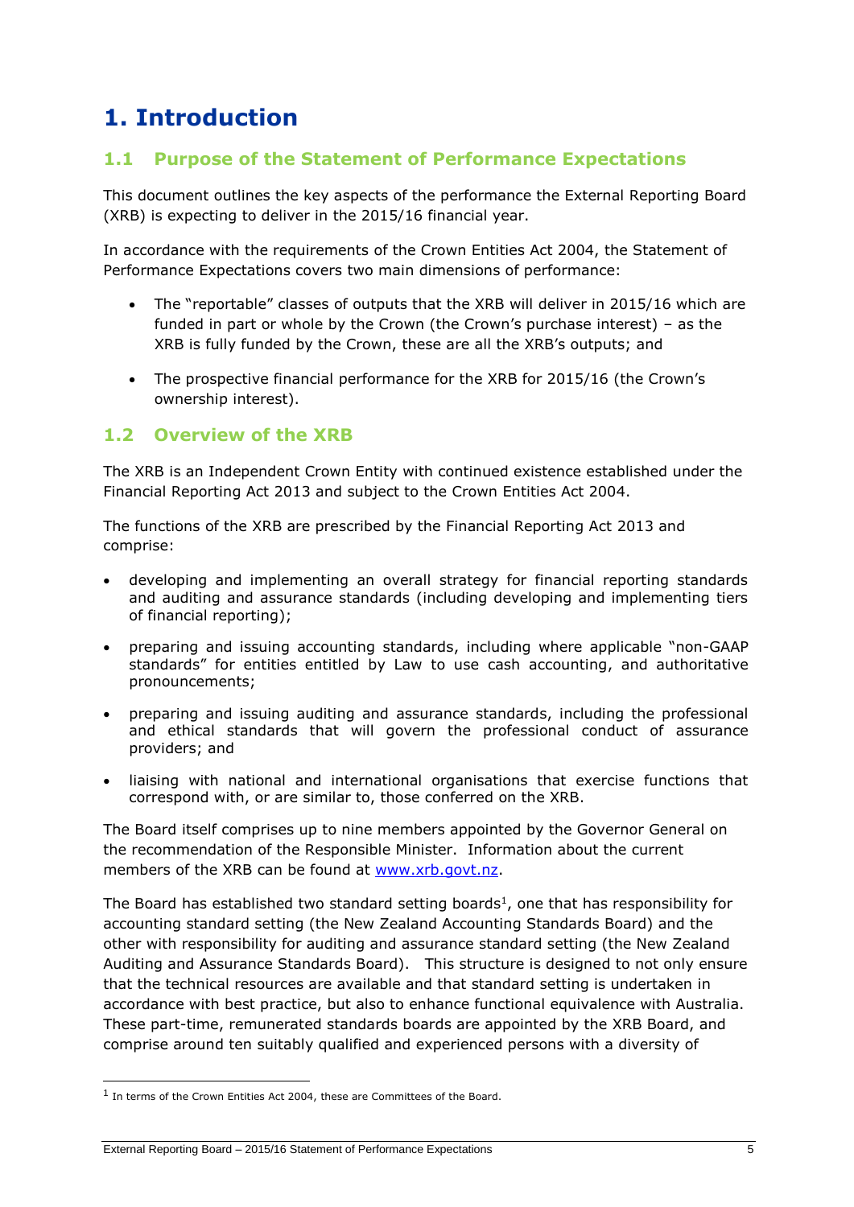# 1. Introduction

## 1.1 Purpose of the Statement of Performance Expectations

This document outlines the key aspects of the performance the External Reporting Board (XRB) is expecting to deliver in the 2015/16 financial year.

In accordance with the requirements of the Crown Entities Act 2004, the Statement of Performance Expectations covers two main dimensions of performance:

- The "reportable" classes of outputs that the XRB will deliver in 2015/16 which are funded in part or whole by the Crown (the Crown's purchase interest) – as the XRB is fully funded by the Crown, these are all the XRB's outputs; and
- The prospective financial performance for the XRB for 2015/16 (the Crown's ownership interest).

## 1.2 Overview of the XRB

The XRB is an Independent Crown Entity with continued existence established under the Financial Reporting Act 2013 and subject to the Crown Entities Act 2004.

The functions of the XRB are prescribed by the Financial Reporting Act 2013 and comprise:

- developing and implementing an overall strategy for financial reporting standards and auditing and assurance standards (including developing and implementing tiers of financial reporting);
- preparing and issuing accounting standards, including where applicable "non-GAAP standards" for entities entitled by Law to use cash accounting, and authoritative pronouncements;
- preparing and issuing auditing and assurance standards, including the professional and ethical standards that will govern the professional conduct of assurance providers; and
- liaising with national and international organisations that exercise functions that correspond with, or are similar to, those conferred on the XRB.

The Board itself comprises up to nine members appointed by the Governor General on the recommendation of the Responsible Minister. Information about the current members of the XRB can be found at www.xrb.govt.nz.

The Board has established two standard setting boards[1], one that has responsibility for accounting standard setting (the New Zealand Accounting Standards Board) and the other with responsibility for auditing and assurance standard setting (the New Zealand Auditing and Assurance Standards Board). This structure is designed to not only ensure that the technical resources are available and that standard setting is undertaken in accordance with best practice, but also to enhance functional equivalence with Australia. These part-time, remunerated standards boards are appointed by the XRB Board, and comprise around ten suitably qualified and experienced persons with a diversity of

[1] In terms of the Crown Entities Act 2004, these are Committees of the Board.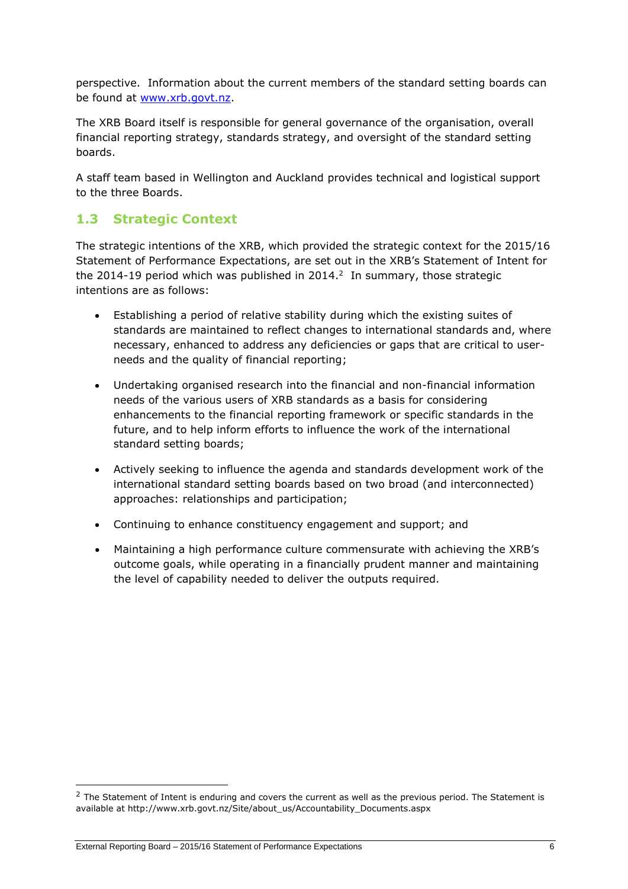perspective. Information about the current members of the standard setting boards can be found at [www.xrb.govt.nz](http://www.xrb.govt.nz).

The XRB Board itself is responsible for general governance of the organisation, overall financial reporting strategy, standards strategy, and oversight of the standard setting boards.

A staff team based in Wellington and Auckland provides technical and logistical support to the three Boards.

## 1.3 Strategic Context

The strategic intentions of the XRB, which provided the strategic context for the 2015/16 Statement of Performance Expectations, are set out in the XRB's Statement of Intent for the 2014-19 period which was published in 2014.[2] In summary, those strategic intentions are as follows:

- Establishing a period of relative stability during which the existing suites of standards are maintained to reflect changes to international standards and, where necessary, enhanced to address any deficiencies or gaps that are critical to user-needs and the quality of financial reporting;
- Undertaking organised research into the financial and non-financial information needs of the various users of XRB standards as a basis for considering enhancements to the financial reporting framework or specific standards in the future, and to help inform efforts to influence the work of the international standard setting boards;
- Actively seeking to influence the agenda and standards development work of the international standard setting boards based on two broad (and interconnected) approaches: relationships and participation;
- Continuing to enhance constituency engagement and support; and
- Maintaining a high performance culture commensurate with achieving the XRB's outcome goals, while operating in a financially prudent manner and maintaining the level of capability needed to deliver the outputs required.

[2] The Statement of Intent is enduring and covers the current as well as the previous period. The Statement is available at http://www.xrb.govt.nz/Site/about_us/Accountability_Documents.aspx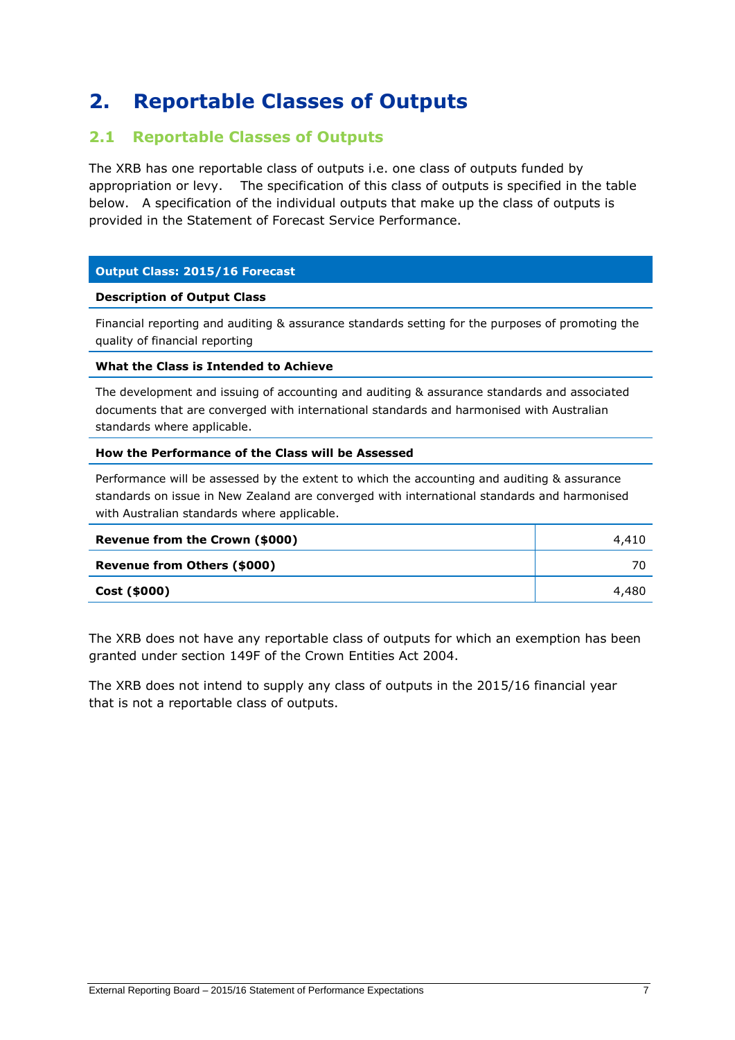# 2. Reportable Classes of Outputs

## 2.1 Reportable Classes of Outputs

The XRB has one reportable class of outputs i.e. one class of outputs funded by appropriation or levy. The specification of this class of outputs is specified in the table below. A specification of the individual outputs that make up the class of outputs is provided in the Statement of Forecast Service Performance.

| **Output Class: 2015/16 Forecast** | |
|---|---|
| **Description of Output Class** | |
| Financial reporting and auditing & assurance standards setting for the purposes of promoting the quality of financial reporting | |
| **What the Class is Intended to Achieve** | |
| The development and issuing of accounting and auditing & assurance standards and associated documents that are converged with international standards and harmonised with Australian standards where applicable. | |
| **How the Performance of the Class will be Assessed** | |
| Performance will be assessed by the extent to which the accounting and auditing & assurance standards on issue in New Zealand are converged with international standards and harmonised with Australian standards where applicable. | |
| **Revenue from the Crown ($000)** | 4,410 |
| **Revenue from Others ($000)** | 70 |
| **Cost ($000)** | 4,480 |

The XRB does not have any reportable class of outputs for which an exemption has been granted under section 149F of the Crown Entities Act 2004.

The XRB does not intend to supply any class of outputs in the 2015/16 financial year that is not a reportable class of outputs.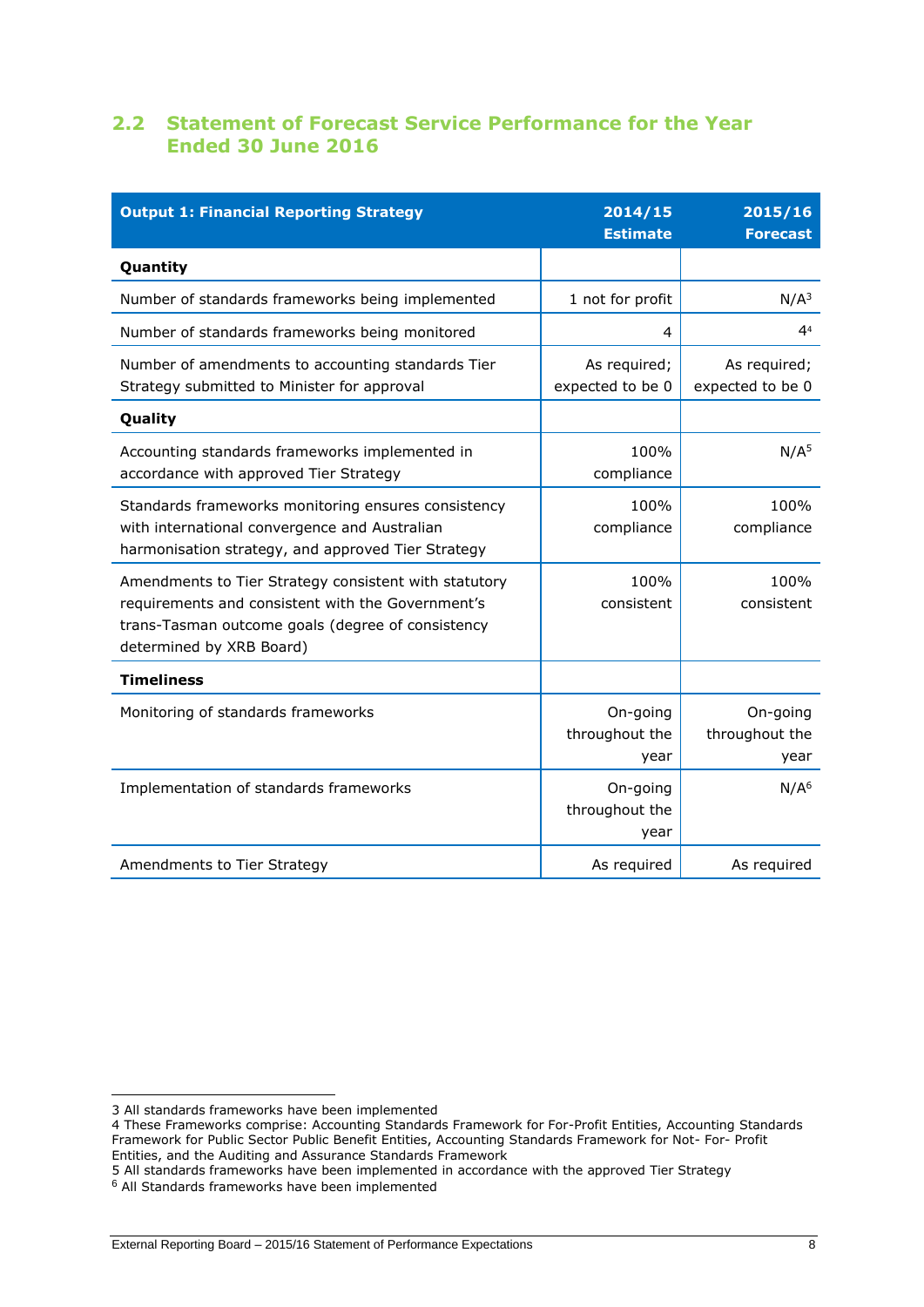## 2.2 Statement of Forecast Service Performance for the Year Ended 30 June 2016

| Output 1: Financial Reporting Strategy | 2014/15 Estimate | 2015/16 Forecast |
|---|---|---|
| **Quantity** | | |
| Number of standards frameworks being implemented | 1 not for profit | N/A[3] |
| Number of standards frameworks being monitored | 4 | 4[4] |
| Number of amendments to accounting standards Tier Strategy submitted to Minister for approval | As required; expected to be 0 | As required; expected to be 0 |
| **Quality** | | |
| Accounting standards frameworks implemented in accordance with approved Tier Strategy | 100% compliance | N/A[5] |
| Standards frameworks monitoring ensures consistency with international convergence and Australian harmonisation strategy, and approved Tier Strategy | 100% compliance | 100% compliance |
| Amendments to Tier Strategy consistent with statutory requirements and consistent with the Government's trans-Tasman outcome goals (degree of consistency determined by XRB Board) | 100% consistent | 100% consistent |
| **Timeliness** | | |
| Monitoring of standards frameworks | On-going throughout the year | On-going throughout the year |
| Implementation of standards frameworks | On-going throughout the year | N/A[6] |
| Amendments to Tier Strategy | As required | As required |

3 All standards frameworks have been implemented
4 These Frameworks comprise: Accounting Standards Framework for For-Profit Entities, Accounting Standards Framework for Public Sector Public Benefit Entities, Accounting Standards Framework for Not- For- Profit Entities, and the Auditing and Assurance Standards Framework
5 All standards frameworks have been implemented in accordance with the approved Tier Strategy
6 All Standards frameworks have been implemented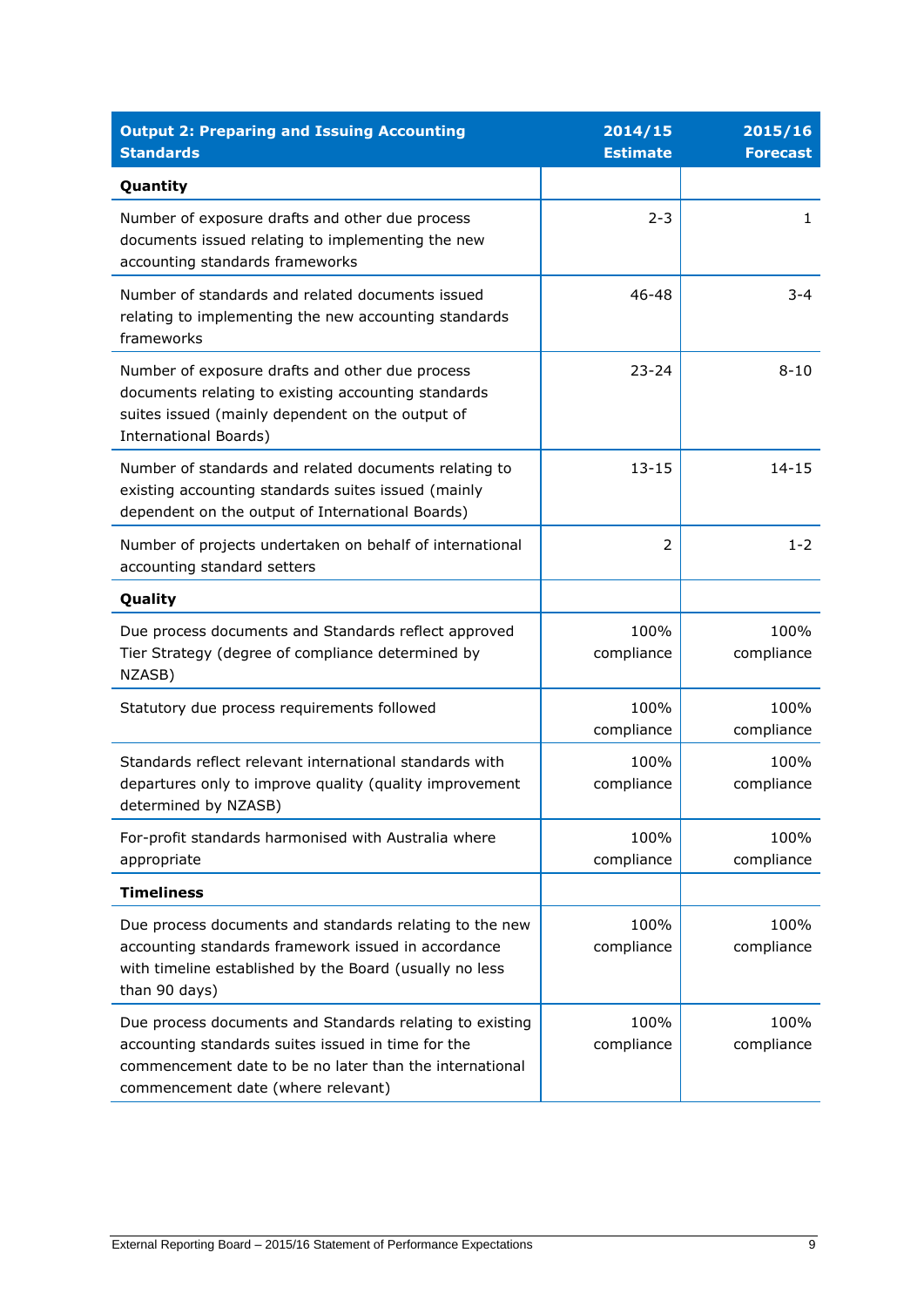| Output 2: Preparing and Issuing Accounting Standards | 2014/15 Estimate | 2015/16 Forecast |
|---|---|---|
| **Quantity** | | |
| Number of exposure drafts and other due process documents issued relating to implementing the new accounting standards frameworks | 2-3 | 1 |
| Number of standards and related documents issued relating to implementing the new accounting standards frameworks | 46-48 | 3-4 |
| Number of exposure drafts and other due process documents relating to existing accounting standards suites issued (mainly dependent on the output of International Boards) | 23-24 | 8-10 |
| Number of standards and related documents relating to existing accounting standards suites issued (mainly dependent on the output of International Boards) | 13-15 | 14-15 |
| Number of projects undertaken on behalf of international accounting standard setters | 2 | 1-2 |
| **Quality** | | |
| Due process documents and Standards reflect approved Tier Strategy (degree of compliance determined by NZASB) | 100% compliance | 100% compliance |
| Statutory due process requirements followed | 100% compliance | 100% compliance |
| Standards reflect relevant international standards with departures only to improve quality (quality improvement determined by NZASB) | 100% compliance | 100% compliance |
| For-profit standards harmonised with Australia where appropriate | 100% compliance | 100% compliance |
| **Timeliness** | | |
| Due process documents and standards relating to the new accounting standards framework issued in accordance with timeline established by the Board (usually no less than 90 days) | 100% compliance | 100% compliance |
| Due process documents and Standards relating to existing accounting standards suites issued in time for the commencement date to be no later than the international commencement date (where relevant) | 100% compliance | 100% compliance |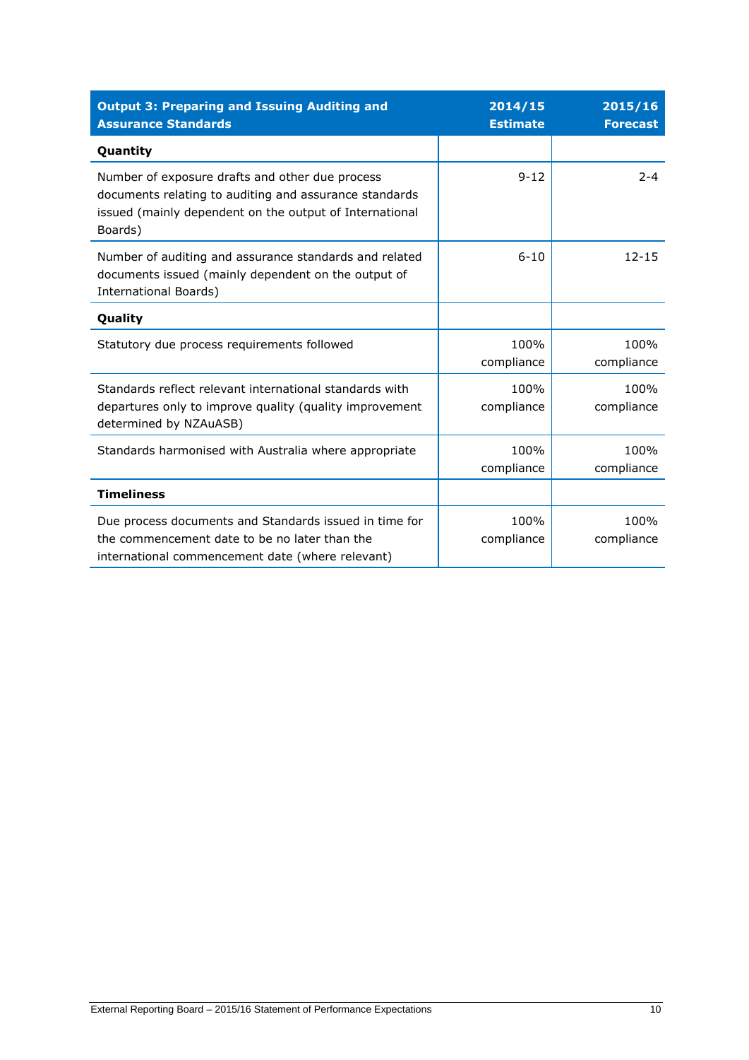| Output 3: Preparing and Issuing Auditing and Assurance Standards | 2014/15 Estimate | 2015/16 Forecast |
|---|---|---|
| **Quantity** | | |
| Number of exposure drafts and other due process documents relating to auditing and assurance standards issued (mainly dependent on the output of International Boards) | 9-12 | 2-4 |
| Number of auditing and assurance standards and related documents issued (mainly dependent on the output of International Boards) | 6-10 | 12-15 |
| **Quality** | | |
| Statutory due process requirements followed | 100% compliance | 100% compliance |
| Standards reflect relevant international standards with departures only to improve quality (quality improvement determined by NZAuASB) | 100% compliance | 100% compliance |
| Standards harmonised with Australia where appropriate | 100% compliance | 100% compliance |
| **Timeliness** | | |
| Due process documents and Standards issued in time for the commencement date to be no later than the international commencement date (where relevant) | 100% compliance | 100% compliance |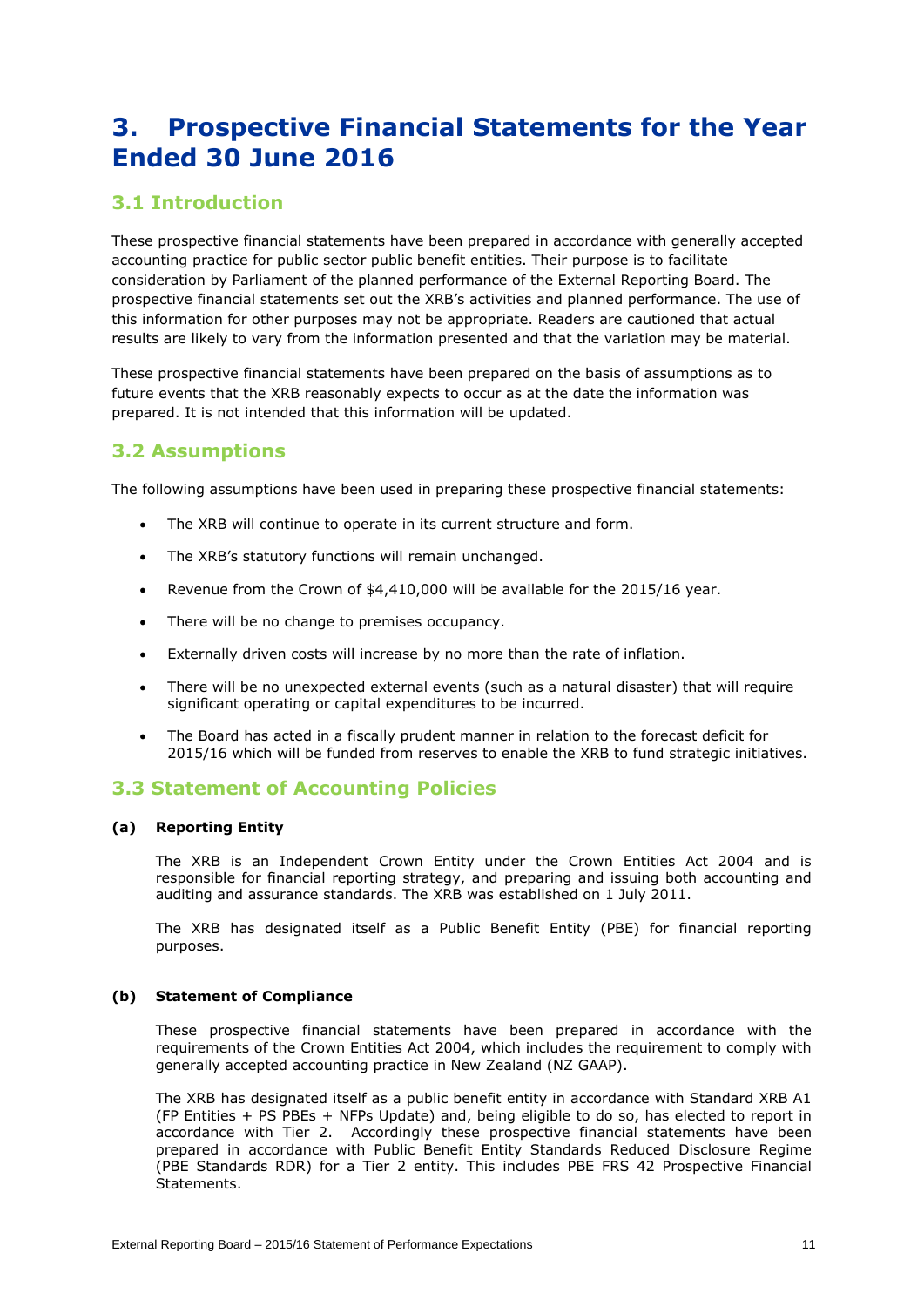# 3. Prospective Financial Statements for the Year Ended 30 June 2016

## 3.1 Introduction

These prospective financial statements have been prepared in accordance with generally accepted accounting practice for public sector public benefit entities. Their purpose is to facilitate consideration by Parliament of the planned performance of the External Reporting Board. The prospective financial statements set out the XRB's activities and planned performance. The use of this information for other purposes may not be appropriate. Readers are cautioned that actual results are likely to vary from the information presented and that the variation may be material.

These prospective financial statements have been prepared on the basis of assumptions as to future events that the XRB reasonably expects to occur as at the date the information was prepared. It is not intended that this information will be updated.

## 3.2 Assumptions

The following assumptions have been used in preparing these prospective financial statements:

- The XRB will continue to operate in its current structure and form.
- The XRB's statutory functions will remain unchanged.
- Revenue from the Crown of $4,410,000 will be available for the 2015/16 year.
- There will be no change to premises occupancy.
- Externally driven costs will increase by no more than the rate of inflation.
- There will be no unexpected external events (such as a natural disaster) that will require significant operating or capital expenditures to be incurred.
- The Board has acted in a fiscally prudent manner in relation to the forecast deficit for 2015/16 which will be funded from reserves to enable the XRB to fund strategic initiatives.

## 3.3 Statement of Accounting Policies

### (a) Reporting Entity

The XRB is an Independent Crown Entity under the Crown Entities Act 2004 and is responsible for financial reporting strategy, and preparing and issuing both accounting and auditing and assurance standards. The XRB was established on 1 July 2011.

The XRB has designated itself as a Public Benefit Entity (PBE) for financial reporting purposes.

### (b) Statement of Compliance

These prospective financial statements have been prepared in accordance with the requirements of the Crown Entities Act 2004, which includes the requirement to comply with generally accepted accounting practice in New Zealand (NZ GAAP).

The XRB has designated itself as a public benefit entity in accordance with Standard XRB A1 (FP Entities + PS PBEs + NFPs Update) and, being eligible to do so, has elected to report in accordance with Tier 2. Accordingly these prospective financial statements have been prepared in accordance with Public Benefit Entity Standards Reduced Disclosure Regime (PBE Standards RDR) for a Tier 2 entity. This includes PBE FRS 42 Prospective Financial Statements.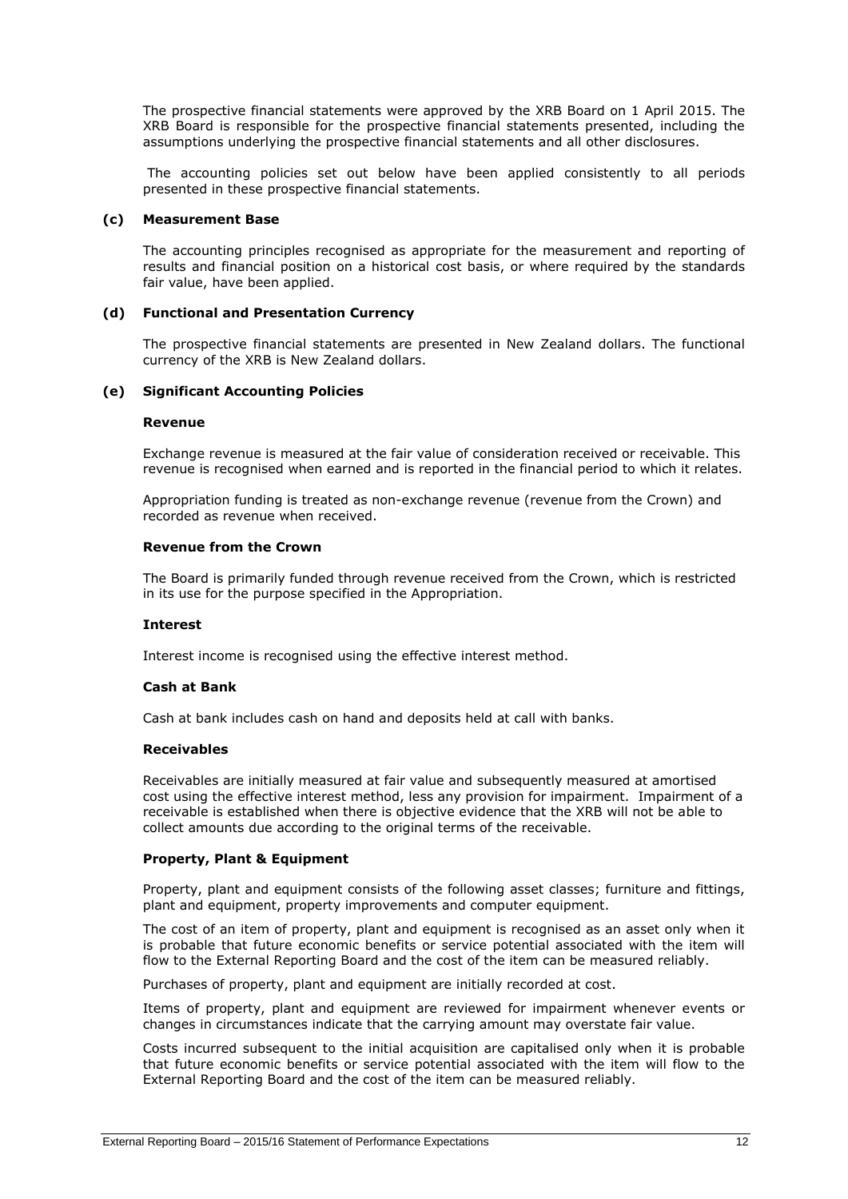The prospective financial statements were approved by the XRB Board on 1 April 2015. The XRB Board is responsible for the prospective financial statements presented, including the assumptions underlying the prospective financial statements and all other disclosures.

The accounting policies set out below have been applied consistently to all periods presented in these prospective financial statements.

### (c) Measurement Base

The accounting principles recognised as appropriate for the measurement and reporting of results and financial position on a historical cost basis, or where required by the standards fair value, have been applied.

### (d) Functional and Presentation Currency

The prospective financial statements are presented in New Zealand dollars. The functional currency of the XRB is New Zealand dollars.

### (e) Significant Accounting Policies

**Revenue**

Exchange revenue is measured at the fair value of consideration received or receivable. This revenue is recognised when earned and is reported in the financial period to which it relates.

Appropriation funding is treated as non-exchange revenue (revenue from the Crown) and recorded as revenue when received.

**Revenue from the Crown**

The Board is primarily funded through revenue received from the Crown, which is restricted in its use for the purpose specified in the Appropriation.

**Interest**

Interest income is recognised using the effective interest method.

**Cash at Bank**

Cash at bank includes cash on hand and deposits held at call with banks.

**Receivables**

Receivables are initially measured at fair value and subsequently measured at amortised cost using the effective interest method, less any provision for impairment. Impairment of a receivable is established when there is objective evidence that the XRB will not be able to collect amounts due according to the original terms of the receivable.

**Property, Plant & Equipment**

Property, plant and equipment consists of the following asset classes; furniture and fittings, plant and equipment, property improvements and computer equipment.

The cost of an item of property, plant and equipment is recognised as an asset only when it is probable that future economic benefits or service potential associated with the item will flow to the External Reporting Board and the cost of the item can be measured reliably.

Purchases of property, plant and equipment are initially recorded at cost.

Items of property, plant and equipment are reviewed for impairment whenever events or changes in circumstances indicate that the carrying amount may overstate fair value.

Costs incurred subsequent to the initial acquisition are capitalised only when it is probable that future economic benefits or service potential associated with the item will flow to the External Reporting Board and the cost of the item can be measured reliably.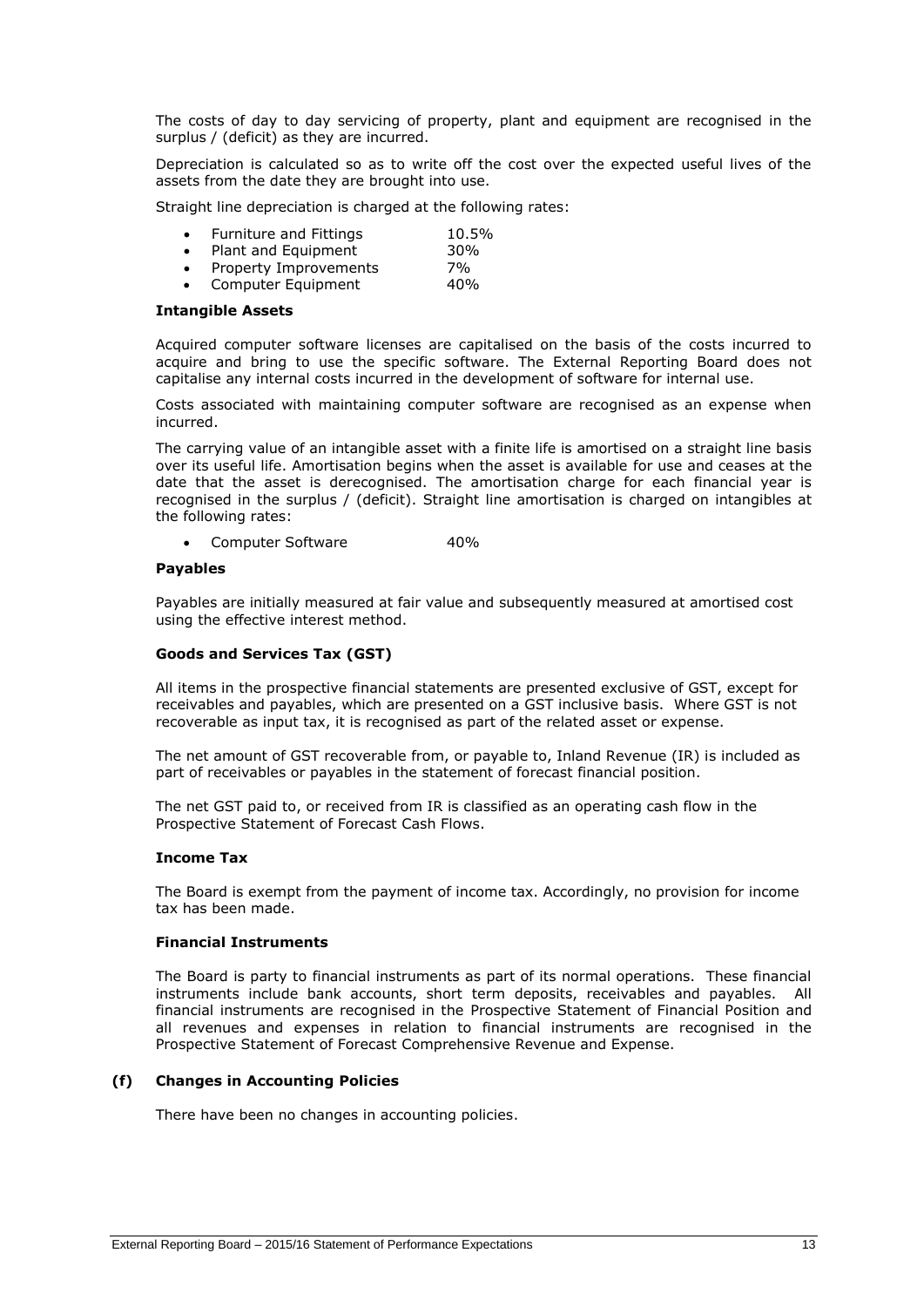The costs of day to day servicing of property, plant and equipment are recognised in the surplus / (deficit) as they are incurred.

Depreciation is calculated so as to write off the cost over the expected useful lives of the assets from the date they are brought into use.

Straight line depreciation is charged at the following rates:

- Furniture and Fittings 10.5%
- Plant and Equipment 30%
- Property Improvements 7%
- Computer Equipment 40%

**Intangible Assets**

Acquired computer software licenses are capitalised on the basis of the costs incurred to acquire and bring to use the specific software. The External Reporting Board does not capitalise any internal costs incurred in the development of software for internal use.

Costs associated with maintaining computer software are recognised as an expense when incurred.

The carrying value of an intangible asset with a finite life is amortised on a straight line basis over its useful life. Amortisation begins when the asset is available for use and ceases at the date that the asset is derecognised. The amortisation charge for each financial year is recognised in the surplus / (deficit). Straight line amortisation is charged on intangibles at the following rates:

- Computer Software 40%

**Payables**

Payables are initially measured at fair value and subsequently measured at amortised cost using the effective interest method.

**Goods and Services Tax (GST)**

All items in the prospective financial statements are presented exclusive of GST, except for receivables and payables, which are presented on a GST inclusive basis. Where GST is not recoverable as input tax, it is recognised as part of the related asset or expense.

The net amount of GST recoverable from, or payable to, Inland Revenue (IR) is included as part of receivables or payables in the statement of forecast financial position.

The net GST paid to, or received from IR is classified as an operating cash flow in the Prospective Statement of Forecast Cash Flows.

**Income Tax**

The Board is exempt from the payment of income tax. Accordingly, no provision for income tax has been made.

**Financial Instruments**

The Board is party to financial instruments as part of its normal operations. These financial instruments include bank accounts, short term deposits, receivables and payables. All financial instruments are recognised in the Prospective Statement of Financial Position and all revenues and expenses in relation to financial instruments are recognised in the Prospective Statement of Forecast Comprehensive Revenue and Expense.

### (f) Changes in Accounting Policies

There have been no changes in accounting policies.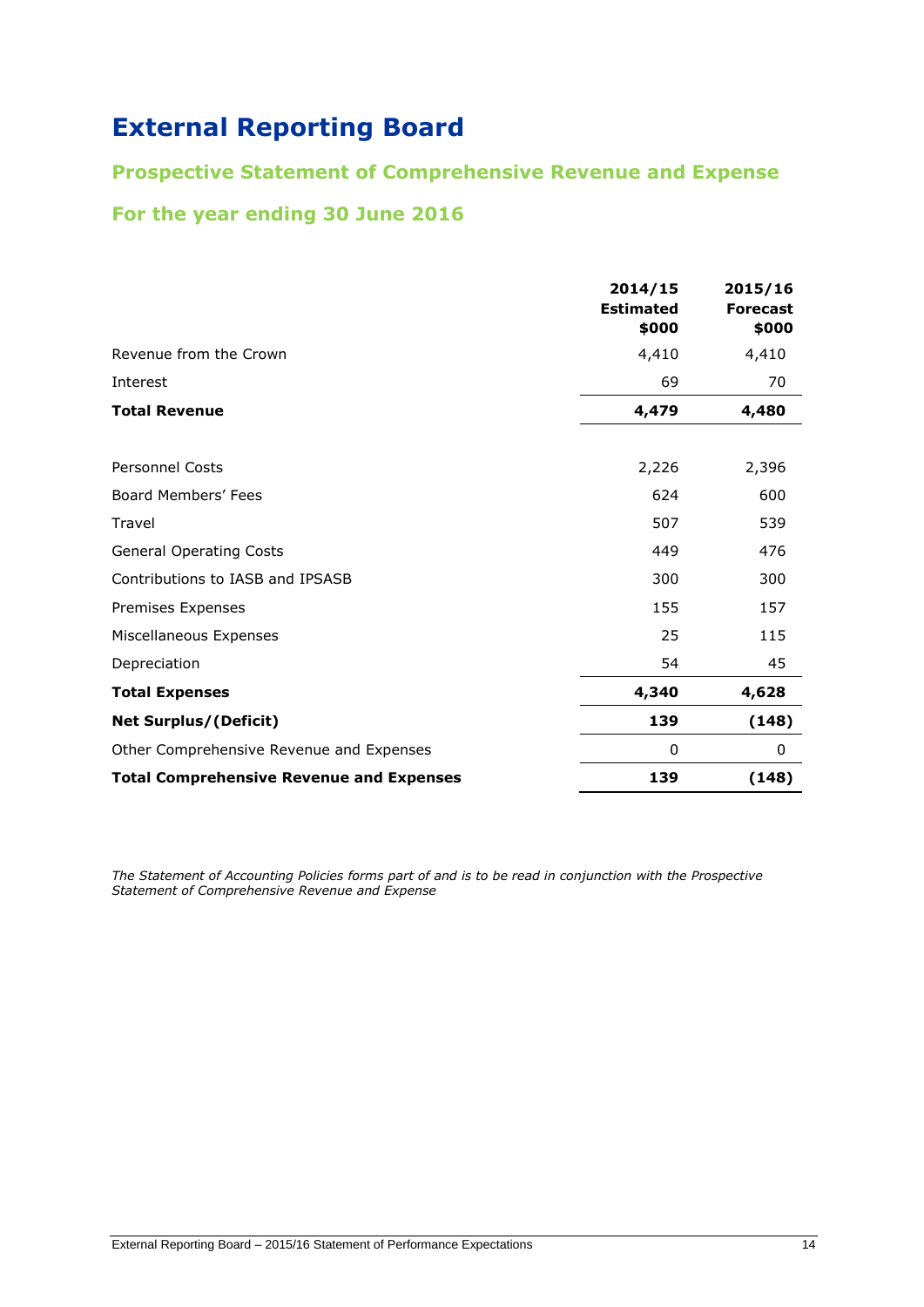# External Reporting Board

## Prospective Statement of Comprehensive Revenue and Expense

## For the year ending 30 June 2016

| | 2014/15 Estimated $000 | 2015/16 Forecast $000 |
|---|---|---|
| Revenue from the Crown | 4,410 | 4,410 |
| Interest | 69 | 70 |
| **Total Revenue** | **4,479** | **4,480** |
| | | |
| Personnel Costs | 2,226 | 2,396 |
| Board Members' Fees | 624 | 600 |
| Travel | 507 | 539 |
| General Operating Costs | 449 | 476 |
| Contributions to IASB and IPSASB | 300 | 300 |
| Premises Expenses | 155 | 157 |
| Miscellaneous Expenses | 25 | 115 |
| Depreciation | 54 | 45 |
| **Total Expenses** | **4,340** | **4,628** |
| **Net Surplus/(Deficit)** | **139** | **(148)** |
| Other Comprehensive Revenue and Expenses | 0 | 0 |
| **Total Comprehensive Revenue and Expenses** | **139** | **(148)** |

*The Statement of Accounting Policies forms part of and is to be read in conjunction with the Prospective Statement of Comprehensive Revenue and Expense*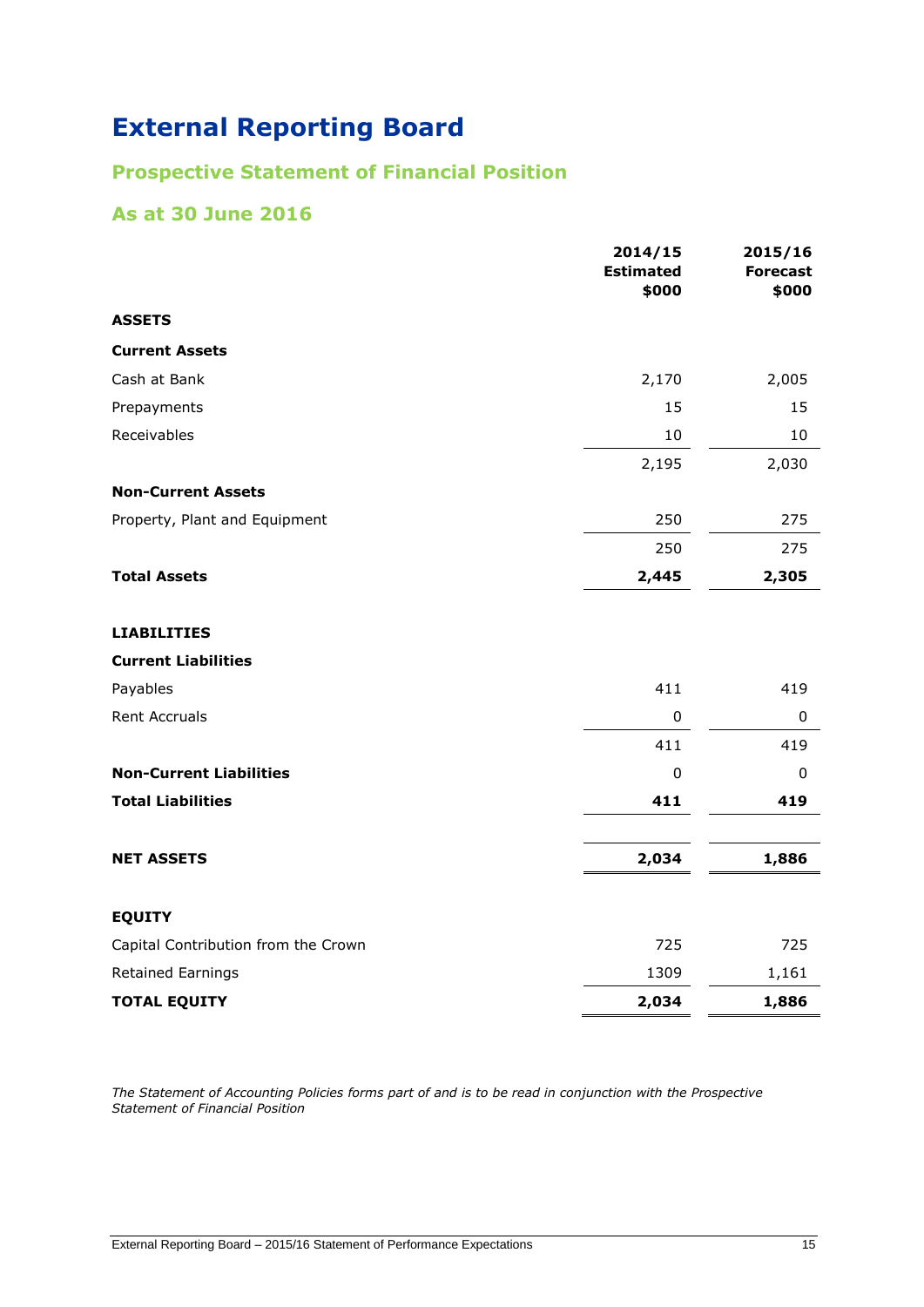# External Reporting Board

## Prospective Statement of Financial Position

## As at 30 June 2016

| | 2014/15 Estimated $000 | 2015/16 Forecast $000 |
|---|---|---|
| **ASSETS** | | |
| **Current Assets** | | |
| Cash at Bank | 2,170 | 2,005 |
| Prepayments | 15 | 15 |
| Receivables | 10 | 10 |
| | 2,195 | 2,030 |
| **Non-Current Assets** | | |
| Property, Plant and Equipment | 250 | 275 |
| | 250 | 275 |
| **Total Assets** | **2,445** | **2,305** |
| **LIABILITIES** | | |
| **Current Liabilities** | | |
| Payables | 411 | 419 |
| Rent Accruals | 0 | 0 |
| | 411 | 419 |
| **Non-Current Liabilities** | 0 | 0 |
| **Total Liabilities** | **411** | **419** |
| **NET ASSETS** | **2,034** | **1,886** |
| **EQUITY** | | |
| Capital Contribution from the Crown | 725 | 725 |
| Retained Earnings | 1309 | 1,161 |
| **TOTAL EQUITY** | **2,034** | **1,886** |

*The Statement of Accounting Policies forms part of and is to be read in conjunction with the Prospective Statement of Financial Position*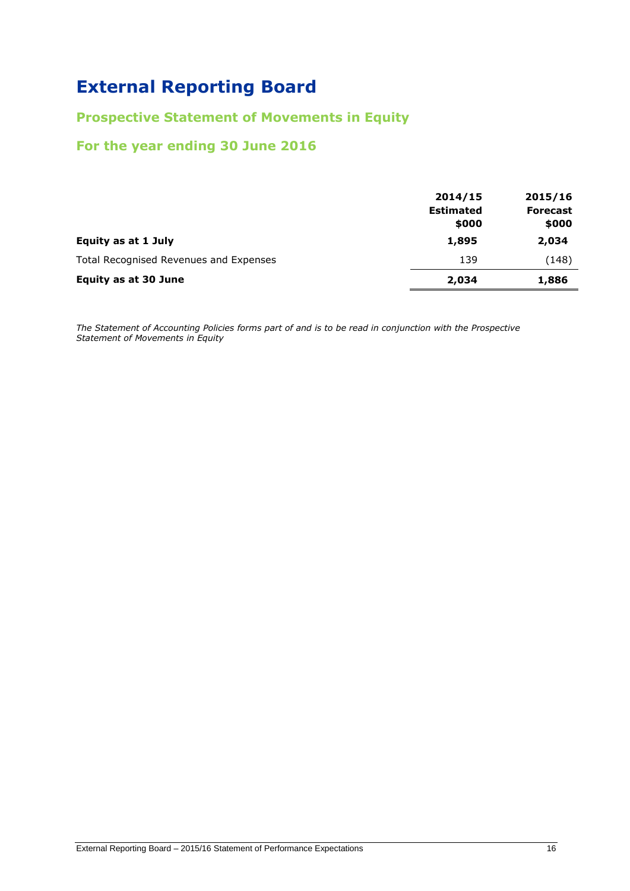# External Reporting Board

## Prospective Statement of Movements in Equity

## For the year ending 30 June 2016

| | 2014/15 Estimated $000 | 2015/16 Forecast $000 |
|---|---|---|
| **Equity as at 1 July** | **1,895** | **2,034** |
| Total Recognised Revenues and Expenses | 139 | (148) |
| **Equity as at 30 June** | **2,034** | **1,886** |

*The Statement of Accounting Policies forms part of and is to be read in conjunction with the Prospective Statement of Movements in Equity*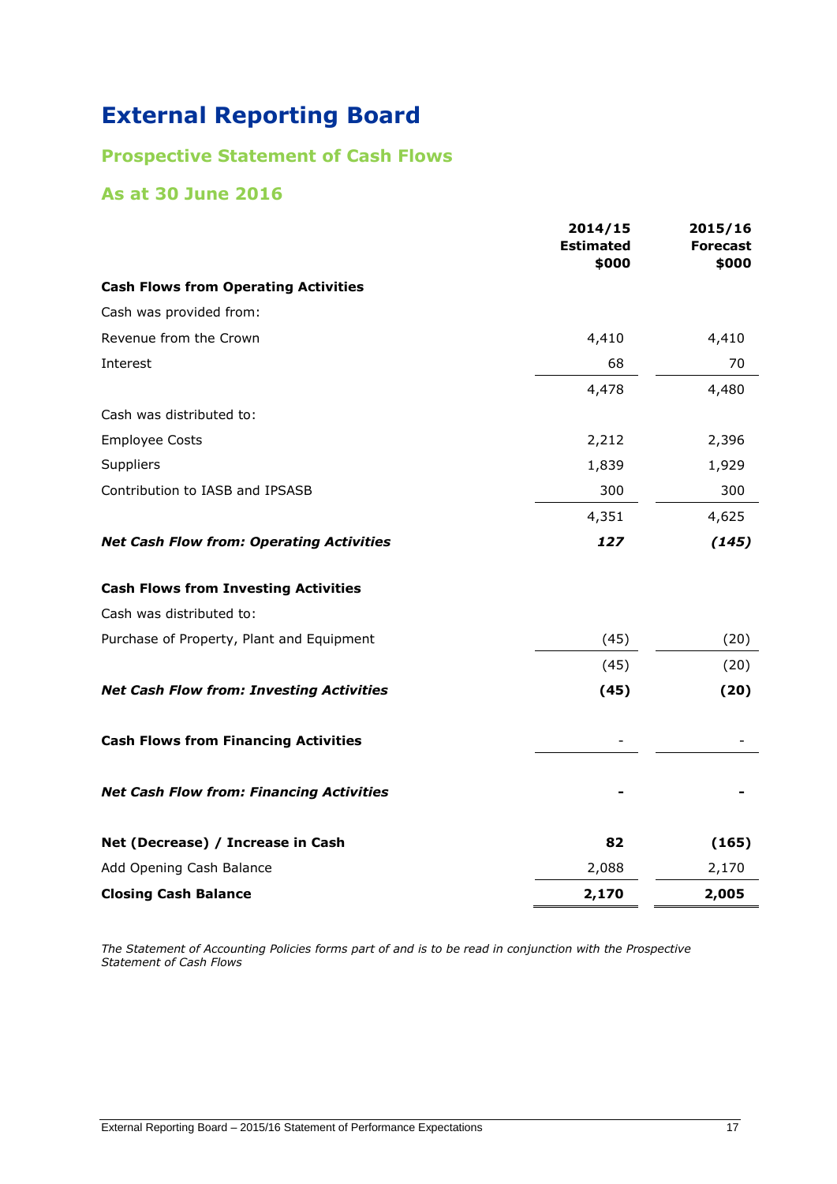# External Reporting Board

## Prospective Statement of Cash Flows

## As at 30 June 2016

| | 2014/15 Estimated $000 | 2015/16 Forecast $000 |
|---|---|---|
| **Cash Flows from Operating Activities** | | |
| Cash was provided from: | | |
| Revenue from the Crown | 4,410 | 4,410 |
| Interest | 68 | 70 |
| | 4,478 | 4,480 |
| Cash was distributed to: | | |
| Employee Costs | 2,212 | 2,396 |
| Suppliers | 1,839 | 1,929 |
| Contribution to IASB and IPSASB | 300 | 300 |
| | 4,351 | 4,625 |
| ***Net Cash Flow from: Operating Activities*** | ***127*** | ***(145)*** |
| **Cash Flows from Investing Activities** | | |
| Cash was distributed to: | | |
| Purchase of Property, Plant and Equipment | (45) | (20) |
| | (45) | (20) |
| ***Net Cash Flow from: Investing Activities*** | **(45)** | **(20)** |
| **Cash Flows from Financing Activities** | - | - |
| ***Net Cash Flow from: Financing Activities*** | **-** | **-** |
| **Net (Decrease) / Increase in Cash** | **82** | **(165)** |
| Add Opening Cash Balance | 2,088 | 2,170 |
| **Closing Cash Balance** | **2,170** | **2,005** |

*The Statement of Accounting Policies forms part of and is to be read in conjunction with the Prospective Statement of Cash Flows*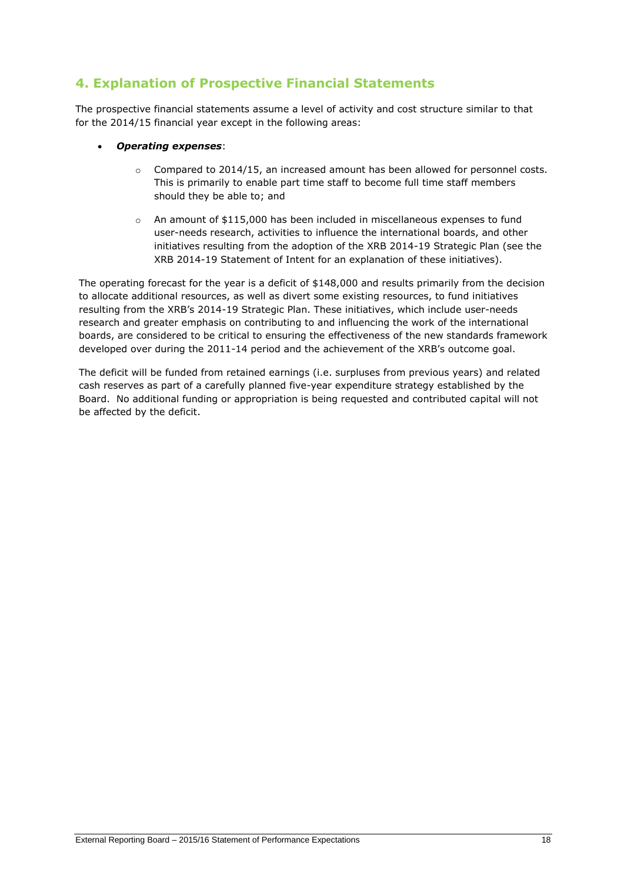## 4. Explanation of Prospective Financial Statements

The prospective financial statements assume a level of activity and cost structure similar to that for the 2014/15 financial year except in the following areas:

- ***Operating expenses***:
  - Compared to 2014/15, an increased amount has been allowed for personnel costs. This is primarily to enable part time staff to become full time staff members should they be able to; and
  - An amount of $115,000 has been included in miscellaneous expenses to fund user-needs research, activities to influence the international boards, and other initiatives resulting from the adoption of the XRB 2014-19 Strategic Plan (see the XRB 2014-19 Statement of Intent for an explanation of these initiatives).

The operating forecast for the year is a deficit of $148,000 and results primarily from the decision to allocate additional resources, as well as divert some existing resources, to fund initiatives resulting from the XRB's 2014-19 Strategic Plan. These initiatives, which include user-needs research and greater emphasis on contributing to and influencing the work of the international boards, are considered to be critical to ensuring the effectiveness of the new standards framework developed over during the 2011-14 period and the achievement of the XRB's outcome goal.

The deficit will be funded from retained earnings (i.e. surpluses from previous years) and related cash reserves as part of a carefully planned five-year expenditure strategy established by the Board. No additional funding or appropriation is being requested and contributed capital will not be affected by the deficit.